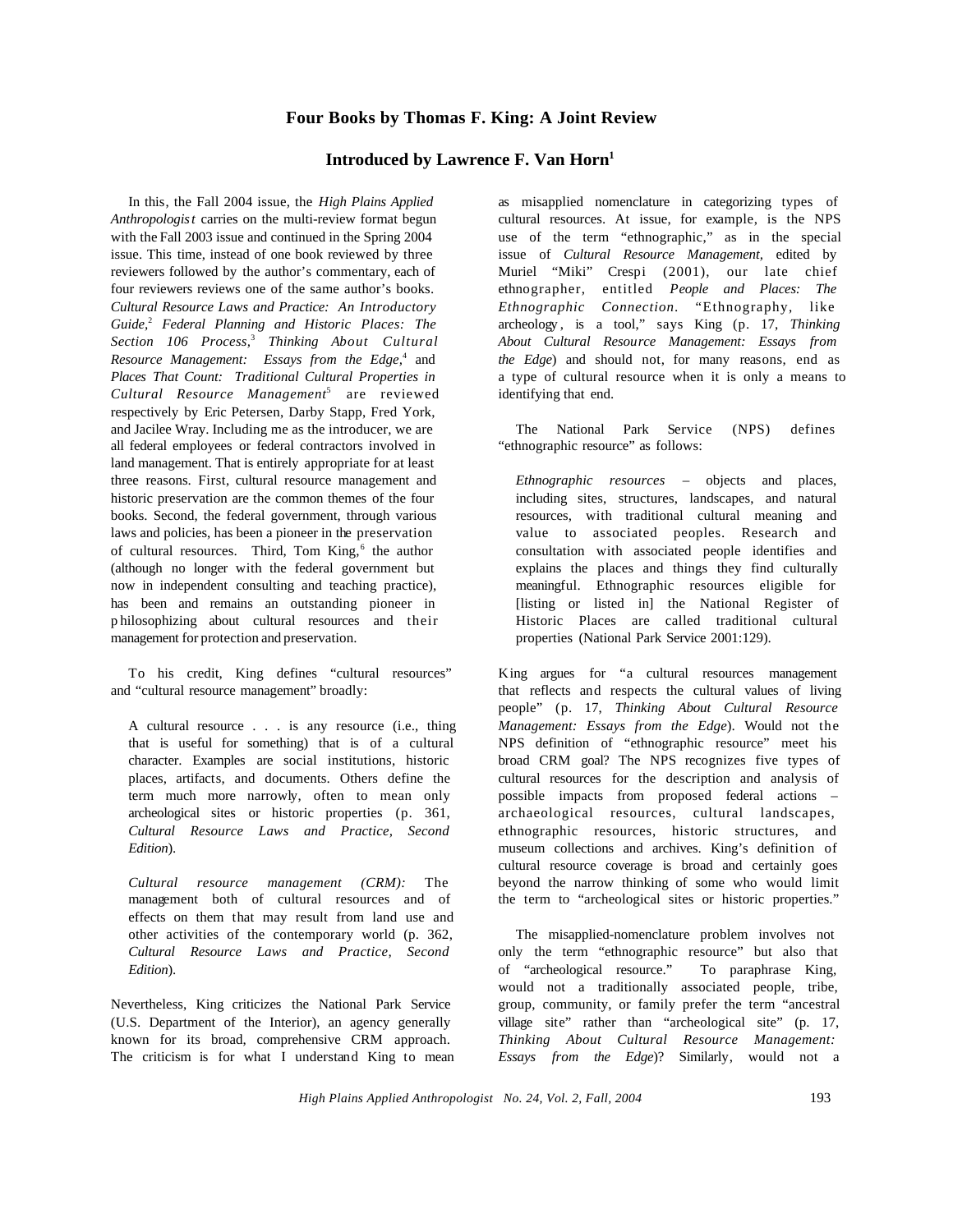# Four Books by Thomas F. King: A Joint Review

## Introduced by Lawrence F. Van Horn[1]

In this, the Fall 2004 issue, the *High Plains Applied Anthropologist* carries on the multi-review format begun with the Fall 2003 issue and continued in the Spring 2004 issue. This time, instead of one book reviewed by three reviewers followed by the author's commentary, each of four reviewers reviews one of the same author's books. *Cultural Resource Laws and Practice: An Introductory Guide,*[2] *Federal Planning and Historic Places: The Section 106 Process,*[3] *Thinking About Cultural Resource Management: Essays from the Edge,*[4] and *Places That Count: Traditional Cultural Properties in Cultural Resource Management*[5] are reviewed respectively by Eric Petersen, Darby Stapp, Fred York, and Jacilee Wray. Including me as the introducer, we are all federal employees or federal contractors involved in land management. That is entirely appropriate for at least three reasons. First, cultural resource management and historic preservation are the common themes of the four books. Second, the federal government, through various laws and policies, has been a pioneer in the preservation of cultural resources. Third, Tom King,[6] the author (although no longer with the federal government but now in independent consulting and teaching practice), has been and remains an outstanding pioneer in philosophizing about cultural resources and their management for protection and preservation.

To his credit, King defines "cultural resources" and "cultural resource management" broadly:

> A cultural resource . . . is any resource (i.e., thing that is useful for something) that is of a cultural character. Examples are social institutions, historic places, artifacts, and documents. Others define the term much more narrowly, often to mean only archeological sites or historic properties (p. 361, *Cultural Resource Laws and Practice, Second Edition*).

> *Cultural resource management (CRM):* The management both of cultural resources and of effects on them that may result from land use and other activities of the contemporary world (p. 362, *Cultural Resource Laws and Practice, Second Edition*).

Nevertheless, King criticizes the National Park Service (U.S. Department of the Interior), an agency generally known for its broad, comprehensive CRM approach. The criticism is for what I understand King to mean as misapplied nomenclature in categorizing types of cultural resources. At issue, for example, is the NPS use of the term "ethnographic," as in the special issue of *Cultural Resource Management,* edited by Muriel "Miki" Crespi (2001), our late chief ethnographer, entitled *People and Places: The Ethnographic Connection.* "Ethnography, like archeology, is a tool," says King (p. 17, *Thinking About Cultural Resource Management: Essays from the Edge*) and should not, for many reasons, end as a type of cultural resource when it is only a means to identifying that end.

The National Park Service (NPS) defines "ethnographic resource" as follows:

> *Ethnographic resources* – objects and places, including sites, structures, landscapes, and natural resources, with traditional cultural meaning and value to associated peoples. Research and consultation with associated people identifies and explains the places and things they find culturally meaningful. Ethnographic resources eligible for [listing or listed in] the National Register of Historic Places are called traditional cultural properties (National Park Service 2001:129).

King argues for "a cultural resources management that reflects and respects the cultural values of living people" (p. 17, *Thinking About Cultural Resource Management: Essays from the Edge*). Would not the NPS definition of "ethnographic resource" meet his broad CRM goal? The NPS recognizes five types of cultural resources for the description and analysis of possible impacts from proposed federal actions – archaeological resources, cultural landscapes, ethnographic resources, historic structures, and museum collections and archives. King's definition of cultural resource coverage is broad and certainly goes beyond the narrow thinking of some who would limit the term to "archeological sites or historic properties."

The misapplied-nomenclature problem involves not only the term "ethnographic resource" but also that of "archeological resource." To paraphrase King, would not a traditionally associated people, tribe, group, community, or family prefer the term "ancestral village site" rather than "archeological site" (p. 17, *Thinking About Cultural Resource Management: Essays from the Edge*)? Similarly, would not a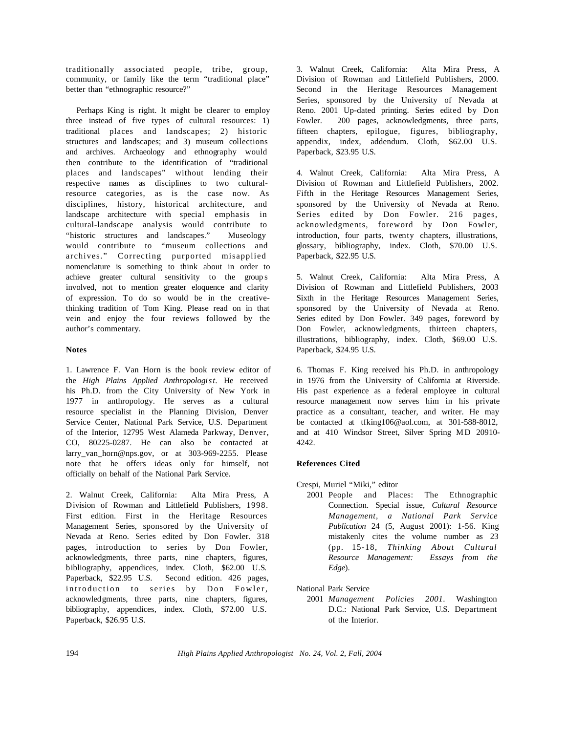traditionally associated people, tribe, group, community, or family like the term "traditional place" better than "ethnographic resource?"

Perhaps King is right. It might be clearer to employ three instead of five types of cultural resources: 1) traditional places and landscapes; 2) historic structures and landscapes; and 3) museum collections and archives. Archaeology and ethnography would then contribute to the identification of "traditional places and landscapes" without lending their respective names as disciplines to two cultural-resource categories, as is the case now. As disciplines, history, historical architecture, and landscape architecture with special emphasis in cultural-landscape analysis would contribute to "historic structures and landscapes." Museology would contribute to "museum collections and archives." Correcting purported misapplied nomenclature is something to think about in order to achieve greater cultural sensitivity to the groups involved, not to mention greater eloquence and clarity of expression. To do so would be in the creative-thinking tradition of Tom King. Please read on in that vein and enjoy the four reviews followed by the author's commentary.

**Notes**

1. Lawrence F. Van Horn is the book review editor of the *High Plains Applied Anthropologist*. He received his Ph.D. from the City University of New York in 1977 in anthropology. He serves as a cultural resource specialist in the Planning Division, Denver Service Center, National Park Service, U.S. Department of the Interior, 12795 West Alameda Parkway, Denver, CO, 80225-0287. He can also be contacted at larry_van_horn@nps.gov, or at 303-969-2255. Please note that he offers ideas only for himself, not officially on behalf of the National Park Service.

2. Walnut Creek, California: Alta Mira Press, A Division of Rowman and Littlefield Publishers, 1998. First edition. First in the Heritage Resources Management Series, sponsored by the University of Nevada at Reno. Series edited by Don Fowler. 318 pages, introduction to series by Don Fowler, acknowledgments, three parts, nine chapters, figures, bibliography, appendices, index. Cloth, $62.00 U.S. Paperback, $22.95 U.S. Second edition. 426 pages, introduction to series by Don Fowler, acknowledgments, three parts, nine chapters, figures, bibliography, appendices, index. Cloth, $72.00 U.S. Paperback, $26.95 U.S.

3. Walnut Creek, California: Alta Mira Press, A Division of Rowman and Littlefield Publishers, 2000. Second in the Heritage Resources Management Series, sponsored by the University of Nevada at Reno. 2001 Up-dated printing. Series edited by Don Fowler. 200 pages, acknowledgments, three parts, fifteen chapters, epilogue, figures, bibliography, appendix, index, addendum. Cloth, $62.00 U.S. Paperback, $23.95 U.S.

4. Walnut Creek, California: Alta Mira Press, A Division of Rowman and Littlefield Publishers, 2002. Fifth in the Heritage Resources Management Series, sponsored by the University of Nevada at Reno. Series edited by Don Fowler. 216 pages, acknowledgments, foreword by Don Fowler, introduction, four parts, twenty chapters, illustrations, glossary, bibliography, index. Cloth, $70.00 U.S. Paperback, $22.95 U.S.

5. Walnut Creek, California: Alta Mira Press, A Division of Rowman and Littlefield Publishers, 2003 Sixth in the Heritage Resources Management Series, sponsored by the University of Nevada at Reno. Series edited by Don Fowler. 349 pages, foreword by Don Fowler, acknowledgments, thirteen chapters, illustrations, bibliography, index. Cloth, $69.00 U.S. Paperback, $24.95 U.S.

6. Thomas F. King received his Ph.D. in anthropology in 1976 from the University of California at Riverside. His past experience as a federal employee in cultural resource management now serves him in his private practice as a consultant, teacher, and writer. He may be contacted at tfking106@aol.com, at 301-588-8012, and at 410 Windsor Street, Silver Spring MD 20910-4242.

**References Cited**

Crespi, Muriel "Miki," editor

2001 People and Places: The Ethnographic Connection. Special issue, *Cultural Resource Management, a National Park Service Publication* 24 (5, August 2001): 1-56. King mistakenly cites the volume number as 23 (pp. 15-18, *Thinking About Cultural Resource Management: Essays from the Edge*).

National Park Service

2001 *Management Policies 2001*. Washington D.C.: National Park Service, U.S. Department of the Interior.